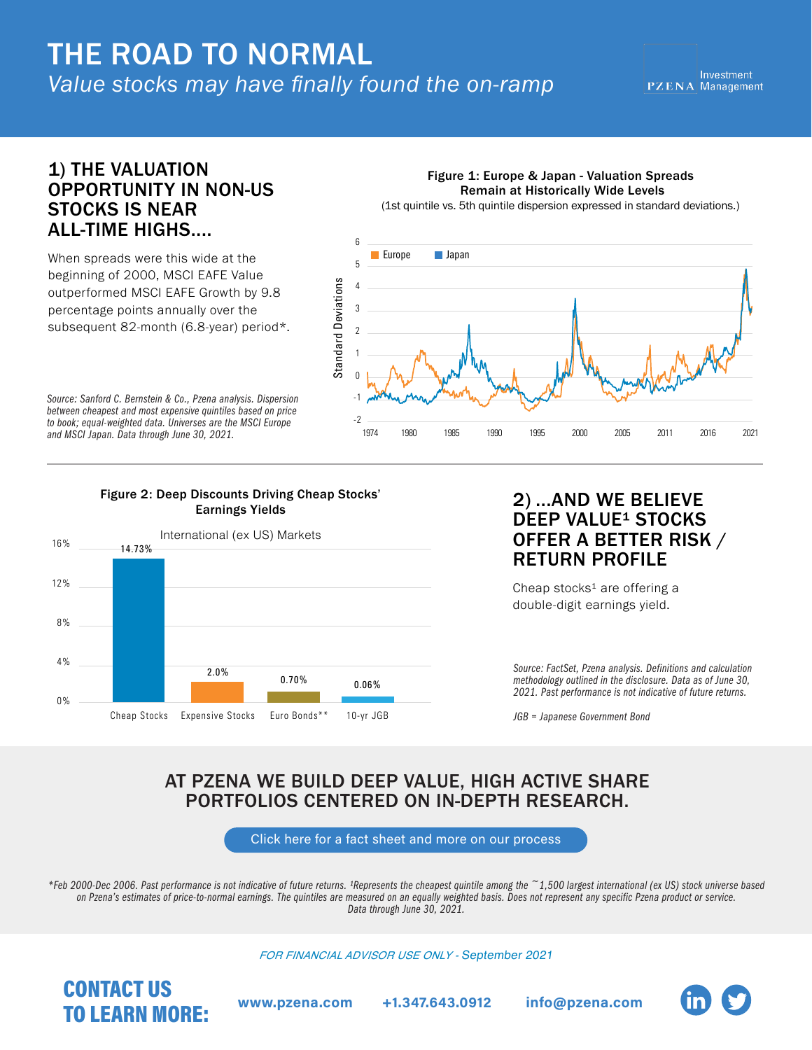# THE ROAD TO NORMAL

*Value stocks may have finally found the on-ramp*

PZENA Investment Management

## 1) THE VALUATION OPPORTUNITY IN NON-US STOCKS IS NEAR ALL-TIME HIGHS....

When spreads were this wide at the beginning of 2000, MSCI EAFE Value outperformed MSCI EAFE Growth by 9.8 percentage points annually over the subsequent 82-month (6.8-year) period*.

**Figure 1: Europe & Japan - Valuation Spreads Remain at Historically Wide Levels**

(1st quintile vs. 5th quintile dispersion expressed in standard deviations.)

*Source: Sanford C. Bernstein & Co., Pzena analysis. Dispersion between cheapest and most expensive quintiles based on price to book; equal-weighted data. Universes are the MSCI Europe and MSCI Japan. Data through June 30, 2021.*

**Figure 2: Deep Discounts Driving Cheap Stocks' Earnings Yields**

International (ex US) Markets

| Category | Earnings Yield |
| --- | --- |
| Cheap Stocks | 14.73% |
| Expensive Stocks | 2.0% |
| Euro Bonds** | 0.70% |
| 10-yr JGB | 0.06% |

## 2) ...AND WE BELIEVE DEEP VALUE[1] STOCKS OFFER A BETTER RISK / RETURN PROFILE

Cheap stocks[1] are offering a double-digit earnings yield.

*Source: FactSet, Pzena analysis. Definitions and calculation methodology outlined in the disclosure. Data as of June 30, 2021. Past performance is not indicative of future returns.*

*JGB = Japanese Government Bond*

## AT PZENA WE BUILD DEEP VALUE, HIGH ACTIVE SHARE PORTFOLIOS CENTERED ON IN-DEPTH RESEARCH.

Click here for a fact sheet and more on our process

*\*Feb 2000-Dec 2006. Past performance is not indicative of future returns. [1]Represents the cheapest quintile among the ~1,500 largest international (ex US) stock universe based on Pzena's estimates of price-to-normal earnings. The quintiles are measured on an equally weighted basis. Does not represent any specific Pzena product or service. Data through June 30, 2021.*

*FOR FINANCIAL ADVISOR USE ONLY - September 2021*

**CONTACT US TO LEARN MORE:** www.pzena.com +1.347.643.0912 info@pzena.com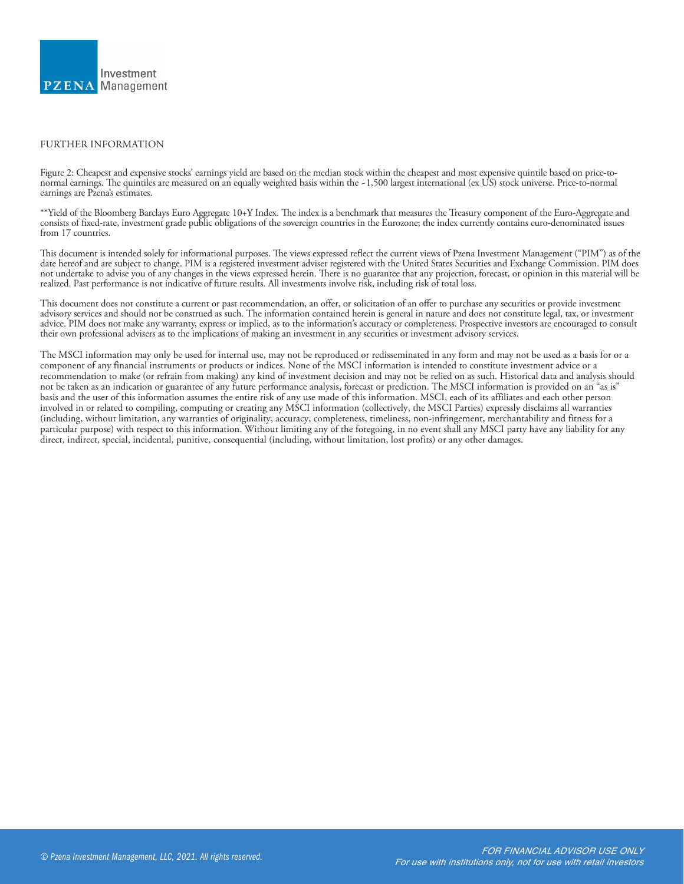FURTHER INFORMATION

Figure 2: Cheapest and expensive stocks' earnings yield are based on the median stock within the cheapest and most expensive quintile based on price-to-normal earnings. The quintiles are measured on an equally weighted basis within the ~1,500 largest international (ex US) stock universe. Price-to-normal earnings are Pzena's estimates.

**Yield of the Bloomberg Barclays Euro Aggregate 10+Y Index. The index is a benchmark that measures the Treasury component of the Euro-Aggregate and consists of fixed-rate, investment grade public obligations of the sovereign countries in the Eurozone; the index currently contains euro-denominated issues from 17 countries.

This document is intended solely for informational purposes. The views expressed reflect the current views of Pzena Investment Management ("PIM") as of the date hereof and are subject to change. PIM is a registered investment adviser registered with the United States Securities and Exchange Commission. PIM does not undertake to advise you of any changes in the views expressed herein. There is no guarantee that any projection, forecast, or opinion in this material will be realized. Past performance is not indicative of future results. All investments involve risk, including risk of total loss.

This document does not constitute a current or past recommendation, an offer, or solicitation of an offer to purchase any securities or provide investment advisory services and should not be construed as such. The information contained herein is general in nature and does not constitute legal, tax, or investment advice. PIM does not make any warranty, express or implied, as to the information's accuracy or completeness. Prospective investors are encouraged to consult their own professional advisers as to the implications of making an investment in any securities or investment advisory services.

The MSCI information may only be used for internal use, may not be reproduced or redisseminated in any form and may not be used as a basis for or a component of any financial instruments or products or indices. None of the MSCI information is intended to constitute investment advice or a recommendation to make (or refrain from making) any kind of investment decision and may not be relied on as such. Historical data and analysis should not be taken as an indication or guarantee of any future performance analysis, forecast or prediction. The MSCI information is provided on an "as is" basis and the user of this information assumes the entire risk of any use made of this information. MSCI, each of its affiliates and each other person involved in or related to compiling, computing or creating any MSCI information (collectively, the MSCI Parties) expressly disclaims all warranties (including, without limitation, any warranties of originality, accuracy, completeness, timeliness, non-infringement, merchantability and fitness for a particular purpose) with respect to this information. Without limiting any of the foregoing, in no event shall any MSCI party have any liability for any direct, indirect, special, incidental, punitive, consequential (including, without limitation, lost profits) or any other damages.

*© Pzena Investment Management, LLC, 2021. All rights reserved.*

*FOR FINANCIAL ADVISOR USE ONLY*
*For use with institutions only, not for use with retail investors*